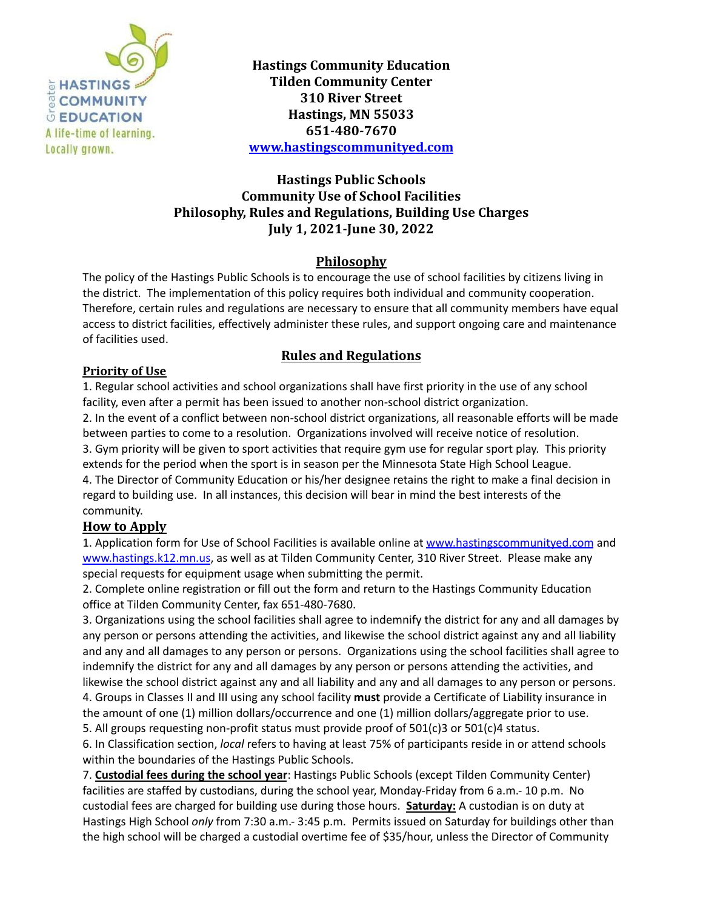**Hastings Community Education**
**Tilden Community Center**
**310 River Street**
**Hastings, MN 55033**
**651-480-7670**
**[www.hastingscommunityed.com](http://www.hastingscommunityed.com)**

# Hastings Public Schools
# Community Use of School Facilities
# Philosophy, Rules and Regulations, Building Use Charges
# July 1, 2021-June 30, 2022

## Philosophy

The policy of the Hastings Public Schools is to encourage the use of school facilities by citizens living in the district. The implementation of this policy requires both individual and community cooperation. Therefore, certain rules and regulations are necessary to ensure that all community members have equal access to district facilities, effectively administer these rules, and support ongoing care and maintenance of facilities used.

## Rules and Regulations

### Priority of Use

1. Regular school activities and school organizations shall have first priority in the use of any school facility, even after a permit has been issued to another non-school district organization.
2. In the event of a conflict between non-school district organizations, all reasonable efforts will be made between parties to come to a resolution. Organizations involved will receive notice of resolution.
3. Gym priority will be given to sport activities that require gym use for regular sport play. This priority extends for the period when the sport is in season per the Minnesota State High School League.
4. The Director of Community Education or his/her designee retains the right to make a final decision in regard to building use. In all instances, this decision will bear in mind the best interests of the community.

### How to Apply

1. Application form for Use of School Facilities is available online at [www.hastingscommunityed.com](http://www.hastingscommunityed.com) and [www.hastings.k12.mn.us](http://www.hastings.k12.mn.us), as well as at Tilden Community Center, 310 River Street. Please make any special requests for equipment usage when submitting the permit.
2. Complete online registration or fill out the form and return to the Hastings Community Education office at Tilden Community Center, fax 651-480-7680.
3. Organizations using the school facilities shall agree to indemnify the district for any and all damages by any person or persons attending the activities, and likewise the school district against any and all liability and any and all damages to any person or persons. Organizations using the school facilities shall agree to indemnify the district for any and all damages by any person or persons attending the activities, and likewise the school district against any and all liability and any and all damages to any person or persons.
4. Groups in Classes II and III using any school facility **must** provide a Certificate of Liability insurance in the amount of one (1) million dollars/occurrence and one (1) million dollars/aggregate prior to use.
5. All groups requesting non-profit status must provide proof of 501(c)3 or 501(c)4 status.
6. In Classification section, *local* refers to having at least 75% of participants reside in or attend schools within the boundaries of the Hastings Public Schools.
7. **Custodial fees during the school year**: Hastings Public Schools (except Tilden Community Center) facilities are staffed by custodians, during the school year, Monday-Friday from 6 a.m.- 10 p.m. No custodial fees are charged for building use during those hours. **Saturday:** A custodian is on duty at Hastings High School *only* from 7:30 a.m.- 3:45 p.m. Permits issued on Saturday for buildings other than the high school will be charged a custodial overtime fee of $35/hour, unless the Director of Community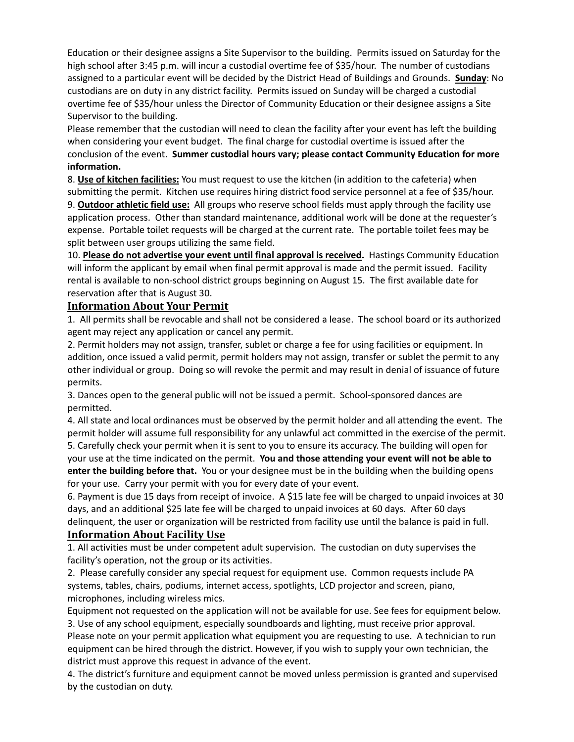Education or their designee assigns a Site Supervisor to the building. Permits issued on Saturday for the high school after 3:45 p.m. will incur a custodial overtime fee of $35/hour. The number of custodians assigned to a particular event will be decided by the District Head of Buildings and Grounds. **Sunday**: No custodians are on duty in any district facility. Permits issued on Sunday will be charged a custodial overtime fee of $35/hour unless the Director of Community Education or their designee assigns a Site Supervisor to the building.

Please remember that the custodian will need to clean the facility after your event has left the building when considering your event budget. The final charge for custodial overtime is issued after the conclusion of the event. **Summer custodial hours vary; please contact Community Education for more information.**

8. **Use of kitchen facilities:** You must request to use the kitchen (in addition to the cafeteria) when submitting the permit. Kitchen use requires hiring district food service personnel at a fee of $35/hour.
9. **Outdoor athletic field use:** All groups who reserve school fields must apply through the facility use application process. Other than standard maintenance, additional work will be done at the requester's expense. Portable toilet requests will be charged at the current rate. The portable toilet fees may be split between user groups utilizing the same field.
10. **Please do not advertise your event until final approval is received.** Hastings Community Education will inform the applicant by email when final permit approval is made and the permit issued. Facility rental is available to non-school district groups beginning on August 15. The first available date for reservation after that is August 30.

## Information About Your Permit

1. All permits shall be revocable and shall not be considered a lease. The school board or its authorized agent may reject any application or cancel any permit.
2. Permit holders may not assign, transfer, sublet or charge a fee for using facilities or equipment. In addition, once issued a valid permit, permit holders may not assign, transfer or sublet the permit to any other individual or group. Doing so will revoke the permit and may result in denial of issuance of future permits.
3. Dances open to the general public will not be issued a permit. School-sponsored dances are permitted.
4. All state and local ordinances must be observed by the permit holder and all attending the event. The permit holder will assume full responsibility for any unlawful act committed in the exercise of the permit.
5. Carefully check your permit when it is sent to you to ensure its accuracy. The building will open for your use at the time indicated on the permit. **You and those attending your event will not be able to enter the building before that.** You or your designee must be in the building when the building opens for your use. Carry your permit with you for every date of your event.
6. Payment is due 15 days from receipt of invoice. A $15 late fee will be charged to unpaid invoices at 30 days, and an additional $25 late fee will be charged to unpaid invoices at 60 days. After 60 days delinquent, the user or organization will be restricted from facility use until the balance is paid in full.

## Information About Facility Use

1. All activities must be under competent adult supervision. The custodian on duty supervises the facility's operation, not the group or its activities.
2. Please carefully consider any special request for equipment use. Common requests include PA systems, tables, chairs, podiums, internet access, spotlights, LCD projector and screen, piano, microphones, including wireless mics.

Equipment not requested on the application will not be available for use. See fees for equipment below.

3. Use of any school equipment, especially soundboards and lighting, must receive prior approval. Please note on your permit application what equipment you are requesting to use. A technician to run equipment can be hired through the district. However, if you wish to supply your own technician, the district must approve this request in advance of the event.
4. The district's furniture and equipment cannot be moved unless permission is granted and supervised by the custodian on duty.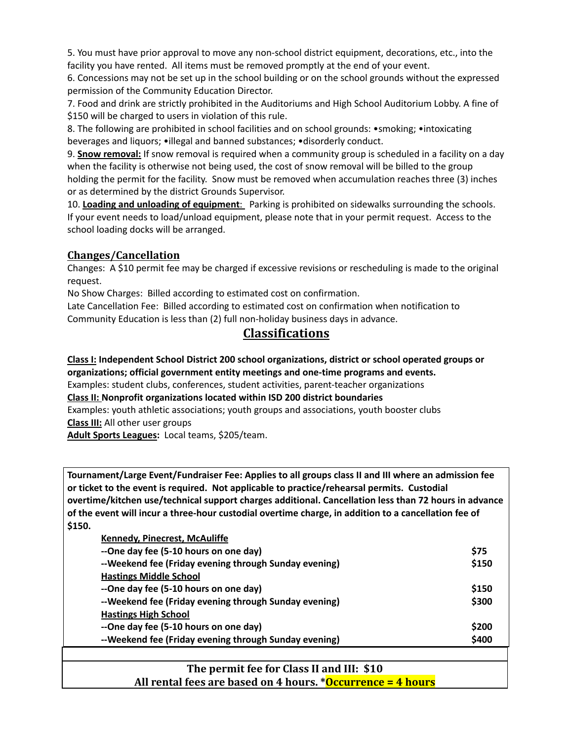5. You must have prior approval to move any non-school district equipment, decorations, etc., into the facility you have rented. All items must be removed promptly at the end of your event.
6. Concessions may not be set up in the school building or on the school grounds without the expressed permission of the Community Education Director.
7. Food and drink are strictly prohibited in the Auditoriums and High School Auditorium Lobby. A fine of $150 will be charged to users in violation of this rule.
8. The following are prohibited in school facilities and on school grounds: •smoking; •intoxicating beverages and liquors; •illegal and banned substances; •disorderly conduct.
9. **Snow removal:** If snow removal is required when a community group is scheduled in a facility on a day when the facility is otherwise not being used, the cost of snow removal will be billed to the group holding the permit for the facility. Snow must be removed when accumulation reaches three (3) inches or as determined by the district Grounds Supervisor.
10. **Loading and unloading of equipment**: Parking is prohibited on sidewalks surrounding the schools. If your event needs to load/unload equipment, please note that in your permit request. Access to the school loading docks will be arranged.

## Changes/Cancellation

Changes: A $10 permit fee may be charged if excessive revisions or rescheduling is made to the original request.

No Show Charges: Billed according to estimated cost on confirmation.

Late Cancellation Fee: Billed according to estimated cost on confirmation when notification to Community Education is less than (2) full non-holiday business days in advance.

## Classifications

**Class I: Independent School District 200 school organizations, district or school operated groups or organizations; official government entity meetings and one-time programs and events.**
Examples: student clubs, conferences, student activities, parent-teacher organizations

**Class II: Nonprofit organizations located within ISD 200 district boundaries**
Examples: youth athletic associations; youth groups and associations, youth booster clubs

**Class III:** All other user groups

**Adult Sports Leagues:** Local teams, $205/team.

**Tournament/Large Event/Fundraiser Fee: Applies to all groups class II and III where an admission fee or ticket to the event is required. Not applicable to practice/rehearsal permits. Custodial overtime/kitchen use/technical support charges additional. Cancellation less than 72 hours in advance of the event will incur a three-hour custodial overtime charge, in addition to a cancellation fee of $150.**

| | |
|---|---|
| **Kennedy, Pinecrest, McAuliffe** | |
| **--One day fee (5-10 hours on one day)** | **$75** |
| **--Weekend fee (Friday evening through Sunday evening)** | **$150** |
| **Hastings Middle School** | |
| **--One day fee (5-10 hours on one day)** | **$150** |
| **--Weekend fee (Friday evening through Sunday evening)** | **$300** |
| **Hastings High School** | |
| **--One day fee (5-10 hours on one day)** | **$200** |
| **--Weekend fee (Friday evening through Sunday evening)** | **$400** |

**The permit fee for Class II and III: $10**
**All rental fees are based on 4 hours. *Occurrence = 4 hours**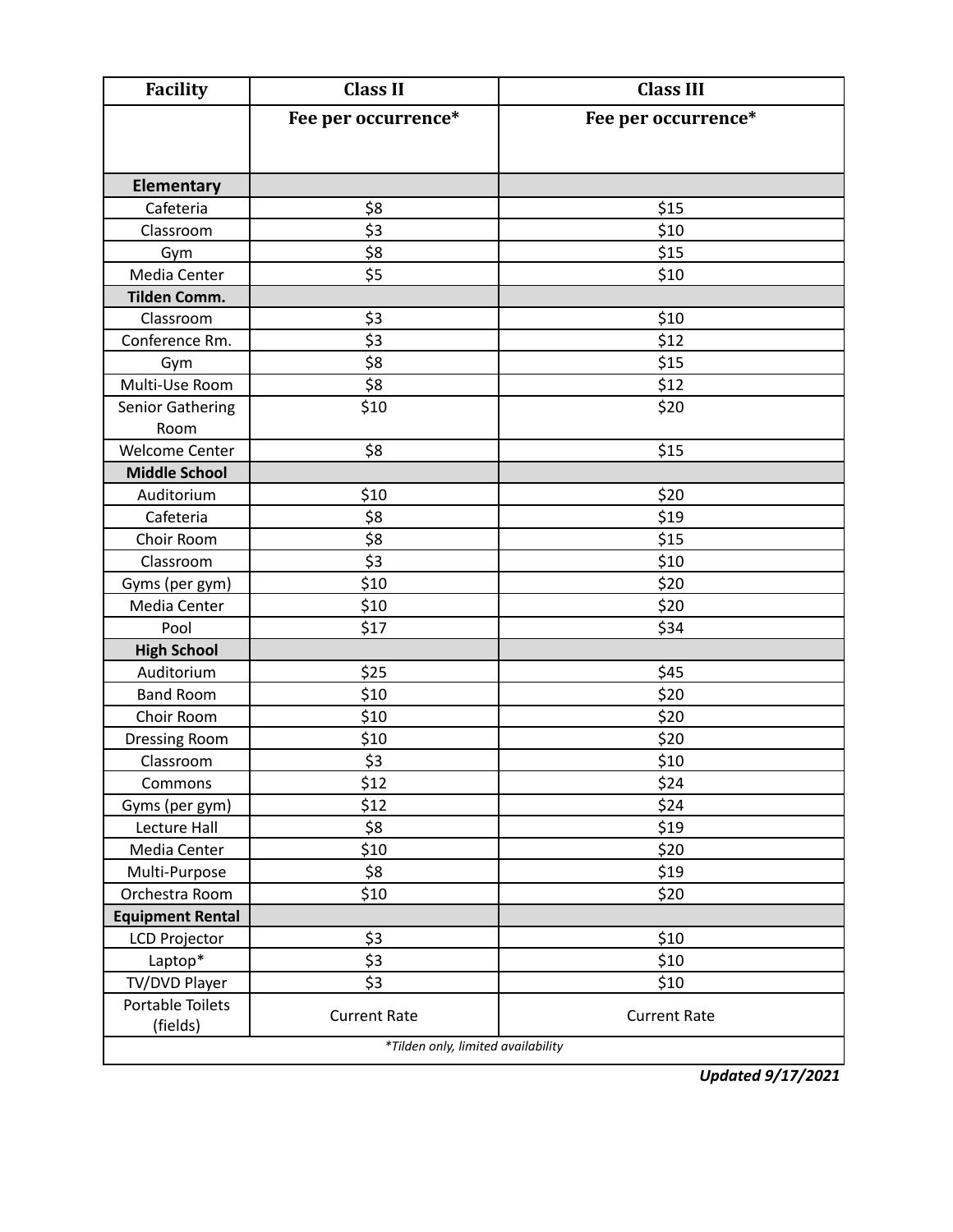| Facility | Class II | Class III |
|---|---|---|
| | **Fee per occurrence*** | **Fee per occurrence*** |
| **Elementary** | | |
| Cafeteria | $8 | $15 |
| Classroom | $3 | $10 |
| Gym | $8 | $15 |
| Media Center | $5 | $10 |
| **Tilden Comm.** | | |
| Classroom | $3 | $10 |
| Conference Rm. | $3 | $12 |
| Gym | $8 | $15 |
| Multi-Use Room | $8 | $12 |
| Senior Gathering Room | $10 | $20 |
| Welcome Center | $8 | $15 |
| **Middle School** | | |
| Auditorium | $10 | $20 |
| Cafeteria | $8 | $19 |
| Choir Room | $8 | $15 |
| Classroom | $3 | $10 |
| Gyms (per gym) | $10 | $20 |
| Media Center | $10 | $20 |
| Pool | $17 | $34 |
| **High School** | | |
| Auditorium | $25 | $45 |
| Band Room | $10 | $20 |
| Choir Room | $10 | $20 |
| Dressing Room | $10 | $20 |
| Classroom | $3 | $10 |
| Commons | $12 | $24 |
| Gyms (per gym) | $12 | $24 |
| Lecture Hall | $8 | $19 |
| Media Center | $10 | $20 |
| Multi-Purpose | $8 | $19 |
| Orchestra Room | $10 | $20 |
| **Equipment Rental** | | |
| LCD Projector | $3 | $10 |
| Laptop* | $3 | $10 |
| TV/DVD Player | $3 | $10 |
| Portable Toilets (fields) | Current Rate | Current Rate |
| *Tilden only, limited availability* | | |

***Updated 9/17/2021***